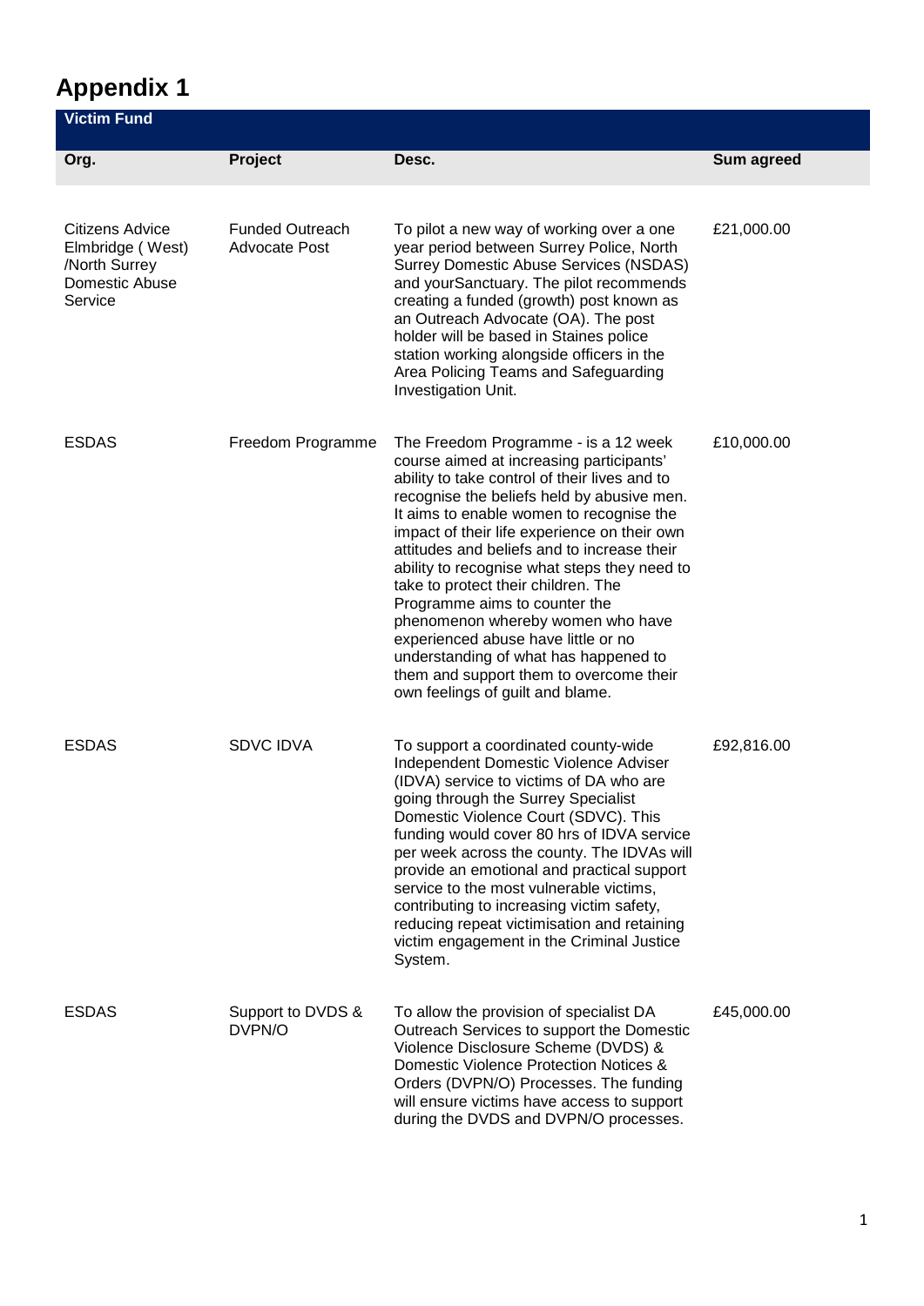# Appendix 1

| Victim Fund | | | |
|---|---|---|---|
| **Org.** | **Project** | **Desc.** | **Sum agreed** |
| Citizens Advice Elmbridge ( West) /North Surrey Domestic Abuse Service | Funded Outreach Advocate Post | To pilot a new way of working over a one year period between Surrey Police, North Surrey Domestic Abuse Services (NSDAS) and yourSanctuary. The pilot recommends creating a funded (growth) post known as an Outreach Advocate (OA). The post holder will be based in Staines police station working alongside officers in the Area Policing Teams and Safeguarding Investigation Unit. | £21,000.00 |
| ESDAS | Freedom Programme | The Freedom Programme - is a 12 week course aimed at increasing participants' ability to take control of their lives and to recognise the beliefs held by abusive men. It aims to enable women to recognise the impact of their life experience on their own attitudes and beliefs and to increase their ability to recognise what steps they need to take to protect their children. The Programme aims to counter the phenomenon whereby women who have experienced abuse have little or no understanding of what has happened to them and support them to overcome their own feelings of guilt and blame. | £10,000.00 |
| ESDAS | SDVC IDVA | To support a coordinated county-wide Independent Domestic Violence Adviser (IDVA) service to victims of DA who are going through the Surrey Specialist Domestic Violence Court (SDVC). This funding would cover 80 hrs of IDVA service per week across the county. The IDVAs will provide an emotional and practical support service to the most vulnerable victims, contributing to increasing victim safety, reducing repeat victimisation and retaining victim engagement in the Criminal Justice System. | £92,816.00 |
| ESDAS | Support to DVDS & DVPN/O | To allow the provision of specialist DA Outreach Services to support the Domestic Violence Disclosure Scheme (DVDS) & Domestic Violence Protection Notices & Orders (DVPN/O) Processes. The funding will ensure victims have access to support during the DVDS and DVPN/O processes. | £45,000.00 |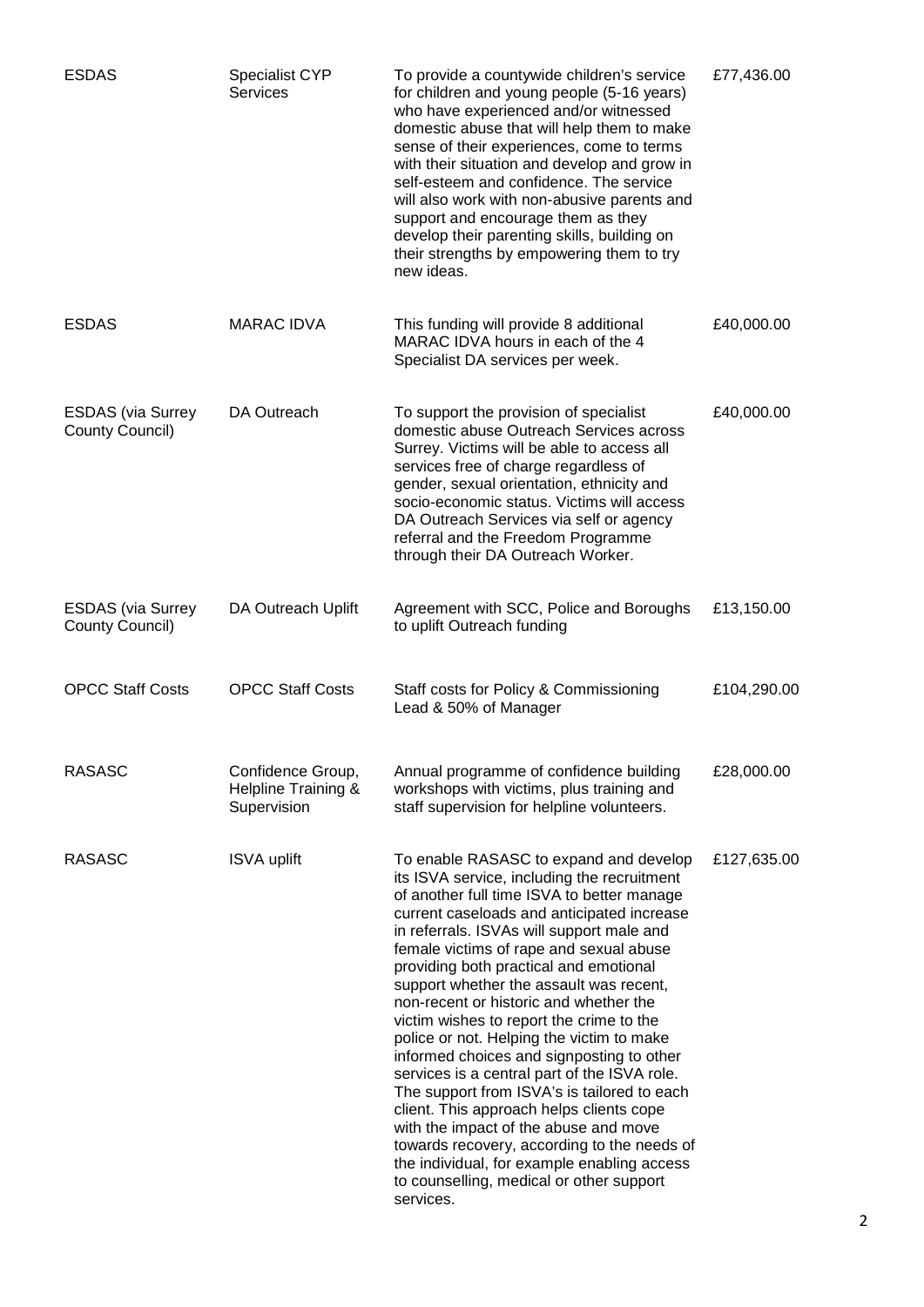| ESDAS | Specialist CYP Services | To provide a countywide children's service for children and young people (5-16 years) who have experienced and/or witnessed domestic abuse that will help them to make sense of their experiences, come to terms with their situation and develop and grow in self-esteem and confidence. The service will also work with non-abusive parents and support and encourage them as they develop their parenting skills, building on their strengths by empowering them to try new ideas. | £77,436.00 |
|---|---|---|---|
| ESDAS | MARAC IDVA | This funding will provide 8 additional MARAC IDVA hours in each of the 4 Specialist DA services per week. | £40,000.00 |
| ESDAS (via Surrey County Council) | DA Outreach | To support the provision of specialist domestic abuse Outreach Services across Surrey. Victims will be able to access all services free of charge regardless of gender, sexual orientation, ethnicity and socio-economic status. Victims will access DA Outreach Services via self or agency referral and the Freedom Programme through their DA Outreach Worker. | £40,000.00 |
| ESDAS (via Surrey County Council) | DA Outreach Uplift | Agreement with SCC, Police and Boroughs to uplift Outreach funding | £13,150.00 |
| OPCC Staff Costs | OPCC Staff Costs | Staff costs for Policy & Commissioning Lead & 50% of Manager | £104,290.00 |
| RASASC | Confidence Group, Helpline Training & Supervision | Annual programme of confidence building workshops with victims, plus training and staff supervision for helpline volunteers. | £28,000.00 |
| RASASC | ISVA uplift | To enable RASASC to expand and develop its ISVA service, including the recruitment of another full time ISVA to better manage current caseloads and anticipated increase in referrals. ISVAs will support male and female victims of rape and sexual abuse providing both practical and emotional support whether the assault was recent, non-recent or historic and whether the victim wishes to report the crime to the police or not. Helping the victim to make informed choices and signposting to other services is a central part of the ISVA role. The support from ISVA's is tailored to each client. This approach helps clients cope with the impact of the abuse and move towards recovery, according to the needs of the individual, for example enabling access to counselling, medical or other support services. | £127,635.00 |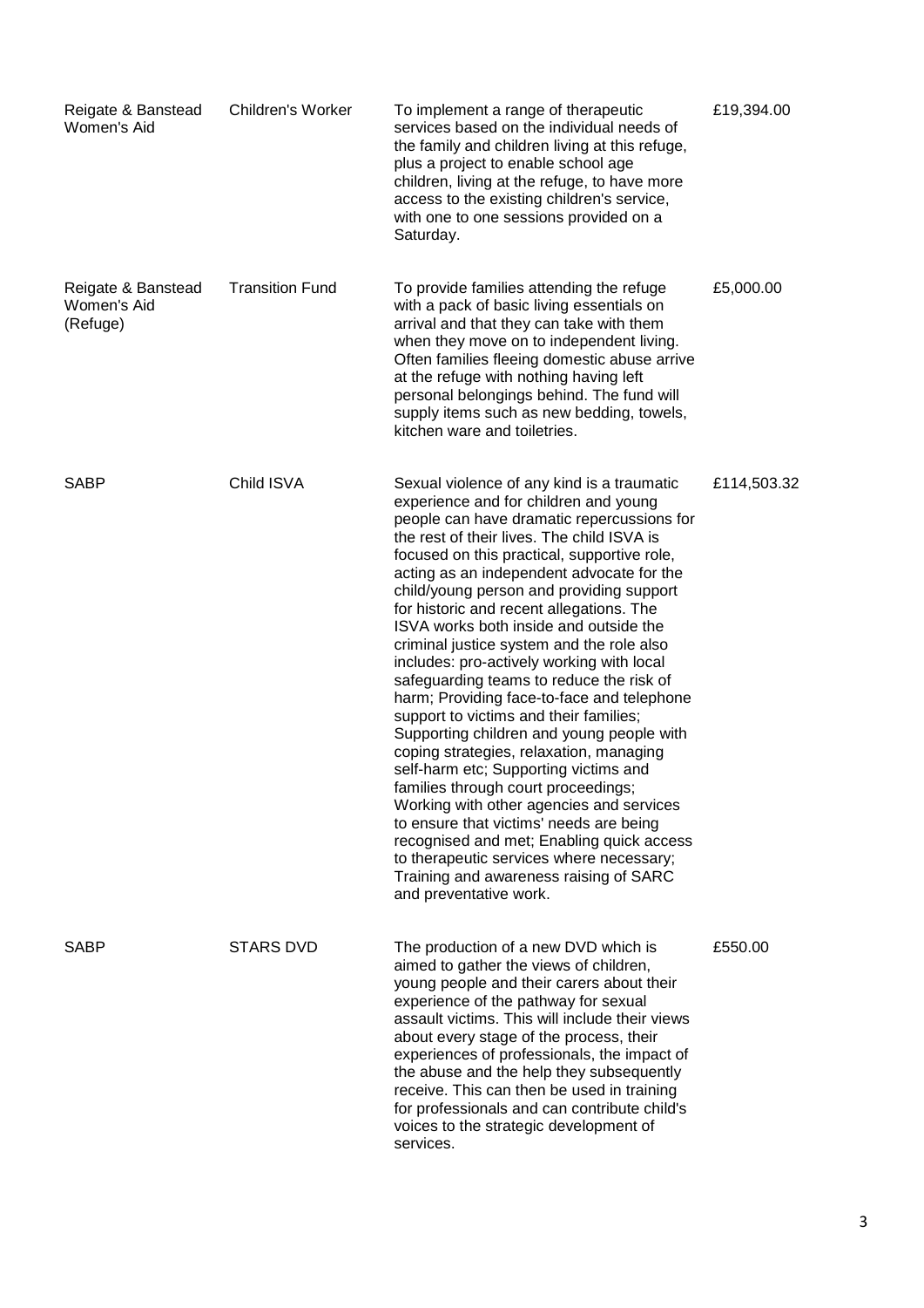| | | | |
|---|---|---|---|
| Reigate & Banstead Women's Aid | Children's Worker | To implement a range of therapeutic services based on the individual needs of the family and children living at this refuge, plus a project to enable school age children, living at the refuge, to have more access to the existing children's service, with one to one sessions provided on a Saturday. | £19,394.00 |
| Reigate & Banstead Women's Aid (Refuge) | Transition Fund | To provide families attending the refuge with a pack of basic living essentials on arrival and that they can take with them when they move on to independent living. Often families fleeing domestic abuse arrive at the refuge with nothing having left personal belongings behind. The fund will supply items such as new bedding, towels, kitchen ware and toiletries. | £5,000.00 |
| SABP | Child ISVA | Sexual violence of any kind is a traumatic experience and for children and young people can have dramatic repercussions for the rest of their lives. The child ISVA is focused on this practical, supportive role, acting as an independent advocate for the child/young person and providing support for historic and recent allegations. The ISVA works both inside and outside the criminal justice system and the role also includes: pro-actively working with local safeguarding teams to reduce the risk of harm; Providing face-to-face and telephone support to victims and their families; Supporting children and young people with coping strategies, relaxation, managing self-harm etc; Supporting victims and families through court proceedings; Working with other agencies and services to ensure that victims' needs are being recognised and met; Enabling quick access to therapeutic services where necessary; Training and awareness raising of SARC and preventative work. | £114,503.32 |
| SABP | STARS DVD | The production of a new DVD which is aimed to gather the views of children, young people and their carers about their experience of the pathway for sexual assault victims. This will include their views about every stage of the process, their experiences of professionals, the impact of the abuse and the help they subsequently receive. This can then be used in training for professionals and can contribute child's voices to the strategic development of services. | £550.00 |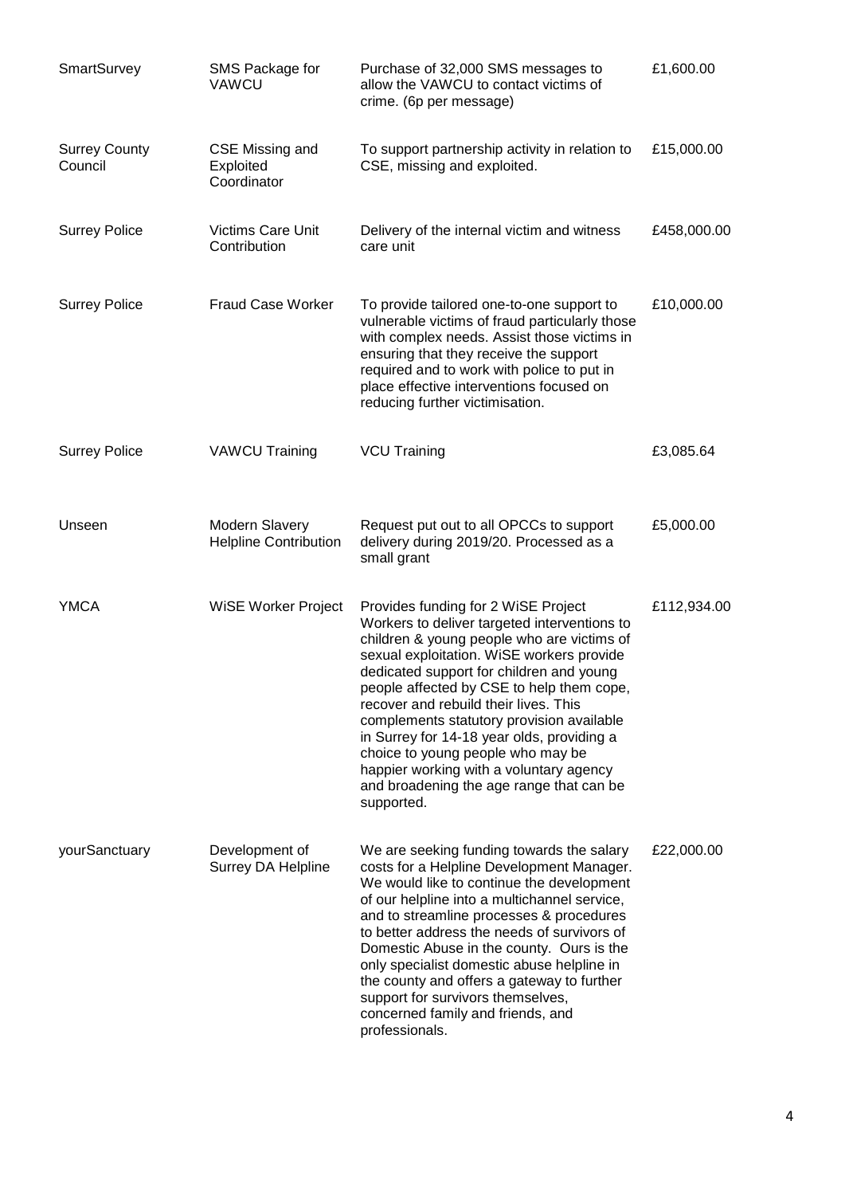| | | | |
|---|---|---|---|
| SmartSurvey | SMS Package for VAWCU | Purchase of 32,000 SMS messages to allow the VAWCU to contact victims of crime. (6p per message) | £1,600.00 |
| Surrey County Council | CSE Missing and Exploited Coordinator | To support partnership activity in relation to CSE, missing and exploited. | £15,000.00 |
| Surrey Police | Victims Care Unit Contribution | Delivery of the internal victim and witness care unit | £458,000.00 |
| Surrey Police | Fraud Case Worker | To provide tailored one-to-one support to vulnerable victims of fraud particularly those with complex needs. Assist those victims in ensuring that they receive the support required and to work with police to put in place effective interventions focused on reducing further victimisation. | £10,000.00 |
| Surrey Police | VAWCU Training | VCU Training | £3,085.64 |
| Unseen | Modern Slavery Helpline Contribution | Request put out to all OPCCs to support delivery during 2019/20. Processed as a small grant | £5,000.00 |
| YMCA | WiSE Worker Project | Provides funding for 2 WiSE Project Workers to deliver targeted interventions to children & young people who are victims of sexual exploitation. WiSE workers provide dedicated support for children and young people affected by CSE to help them cope, recover and rebuild their lives. This complements statutory provision available in Surrey for 14-18 year olds, providing a choice to young people who may be happier working with a voluntary agency and broadening the age range that can be supported. | £112,934.00 |
| yourSanctuary | Development of Surrey DA Helpline | We are seeking funding towards the salary costs for a Helpline Development Manager. We would like to continue the development of our helpline into a multichannel service, and to streamline processes & procedures to better address the needs of survivors of Domestic Abuse in the county. Ours is the only specialist domestic abuse helpline in the county and offers a gateway to further support for survivors themselves, concerned family and friends, and professionals. | £22,000.00 |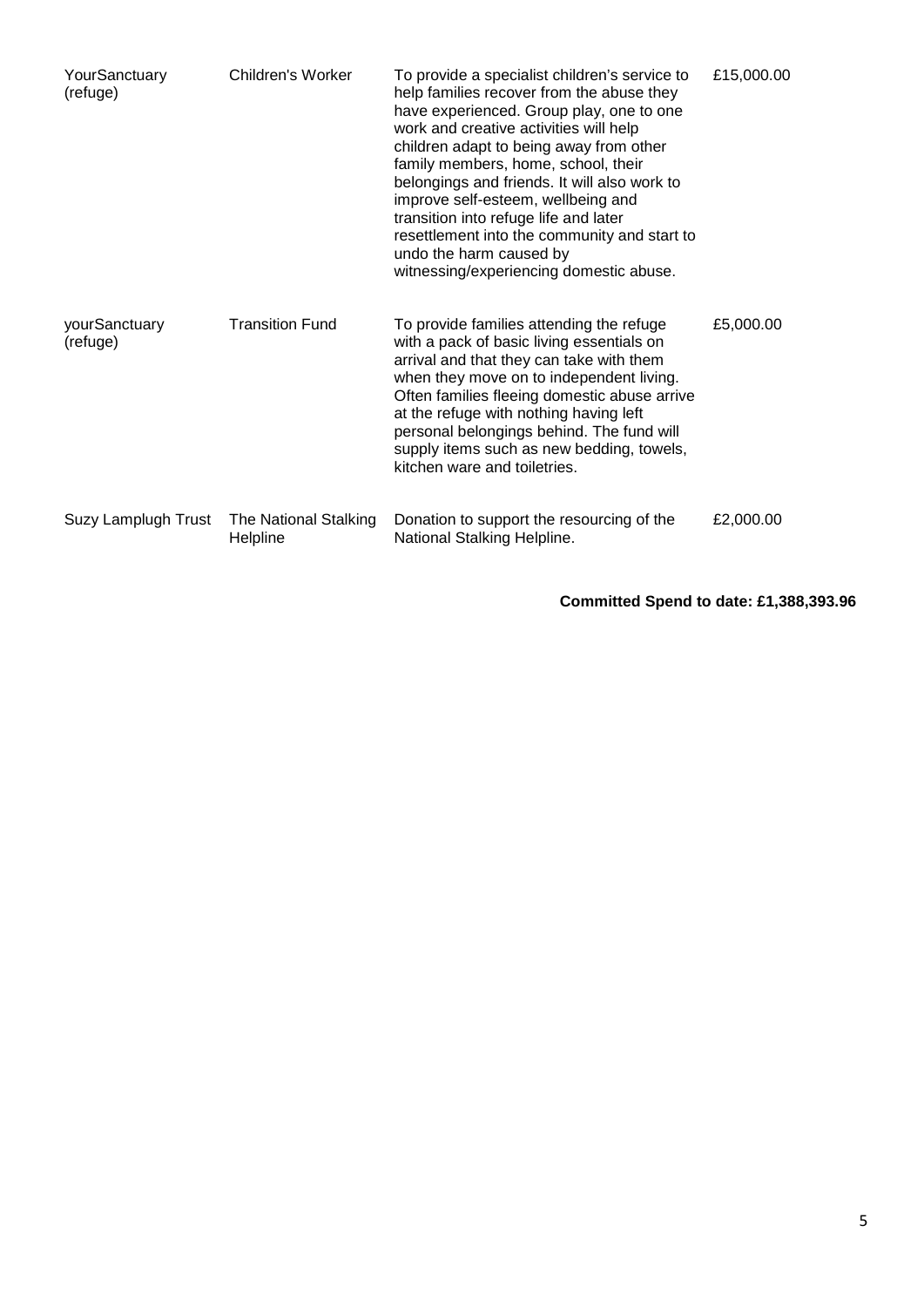| | | | |
|---|---|---|---|
| YourSanctuary (refuge) | Children's Worker | To provide a specialist children's service to help families recover from the abuse they have experienced. Group play, one to one work and creative activities will help children adapt to being away from other family members, home, school, their belongings and friends. It will also work to improve self-esteem, wellbeing and transition into refuge life and later resettlement into the community and start to undo the harm caused by witnessing/experiencing domestic abuse. | £15,000.00 |
| yourSanctuary (refuge) | Transition Fund | To provide families attending the refuge with a pack of basic living essentials on arrival and that they can take with them when they move on to independent living. Often families fleeing domestic abuse arrive at the refuge with nothing having left personal belongings behind. The fund will supply items such as new bedding, towels, kitchen ware and toiletries. | £5,000.00 |
| Suzy Lamplugh Trust | The National Stalking Helpline | Donation to support the resourcing of the National Stalking Helpline. | £2,000.00 |

**Committed Spend to date: £1,388,393.96**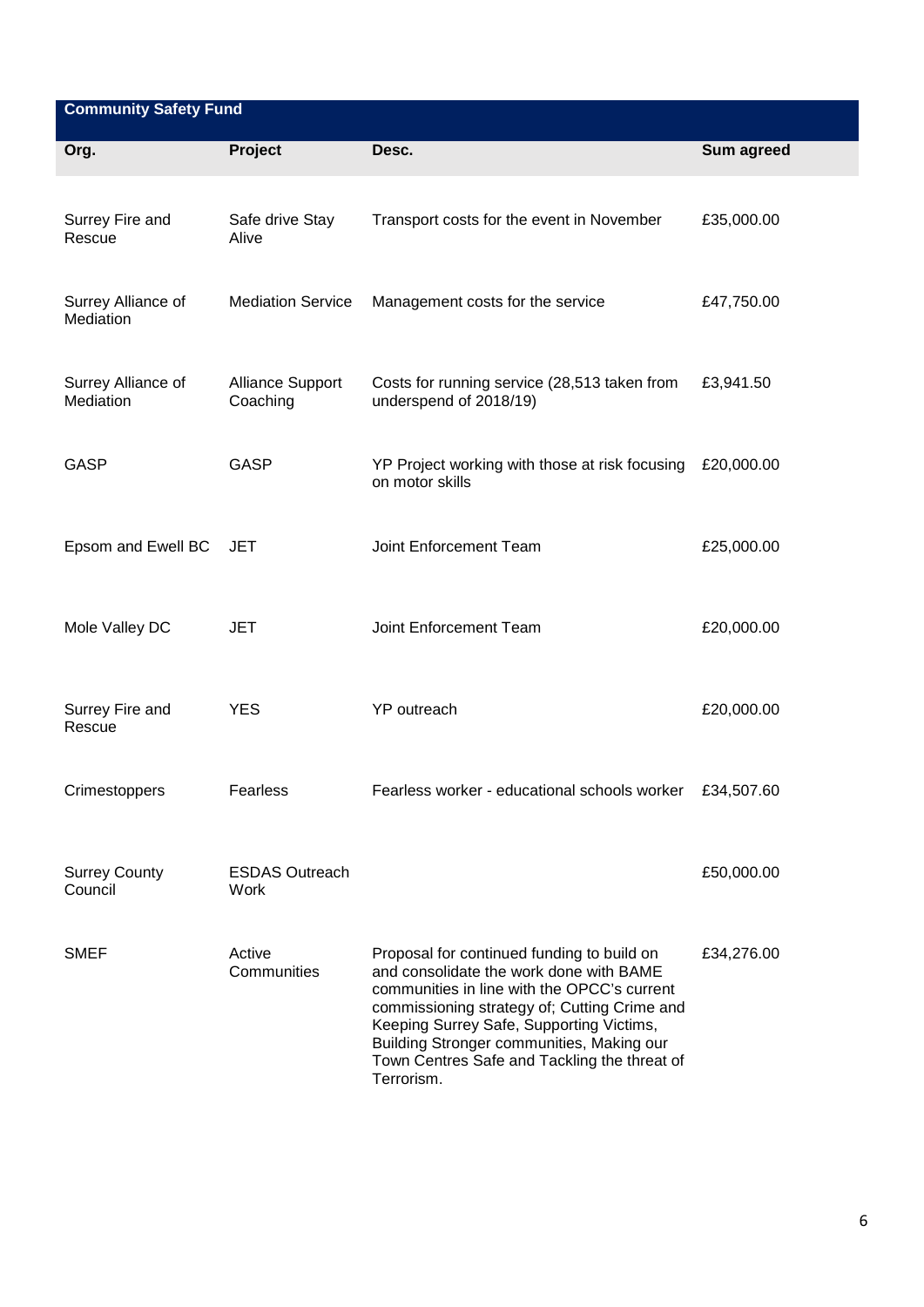| Community Safety Fund | | | |
|---|---|---|---|
| **Org.** | **Project** | **Desc.** | **Sum agreed** |
| Surrey Fire and Rescue | Safe drive Stay Alive | Transport costs for the event in November | £35,000.00 |
| Surrey Alliance of Mediation | Mediation Service | Management costs for the service | £47,750.00 |
| Surrey Alliance of Mediation | Alliance Support Coaching | Costs for running service (28,513 taken from underspend of 2018/19) | £3,941.50 |
| GASP | GASP | YP Project working with those at risk focusing on motor skills | £20,000.00 |
| Epsom and Ewell BC | JET | Joint Enforcement Team | £25,000.00 |
| Mole Valley DC | JET | Joint Enforcement Team | £20,000.00 |
| Surrey Fire and Rescue | YES | YP outreach | £20,000.00 |
| Crimestoppers | Fearless | Fearless worker - educational schools worker | £34,507.60 |
| Surrey County Council | ESDAS Outreach Work | | £50,000.00 |
| SMEF | Active Communities | Proposal for continued funding to build on and consolidate the work done with BAME communities in line with the OPCC's current commissioning strategy of; Cutting Crime and Keeping Surrey Safe, Supporting Victims, Building Stronger communities, Making our Town Centres Safe and Tackling the threat of Terrorism. | £34,276.00 |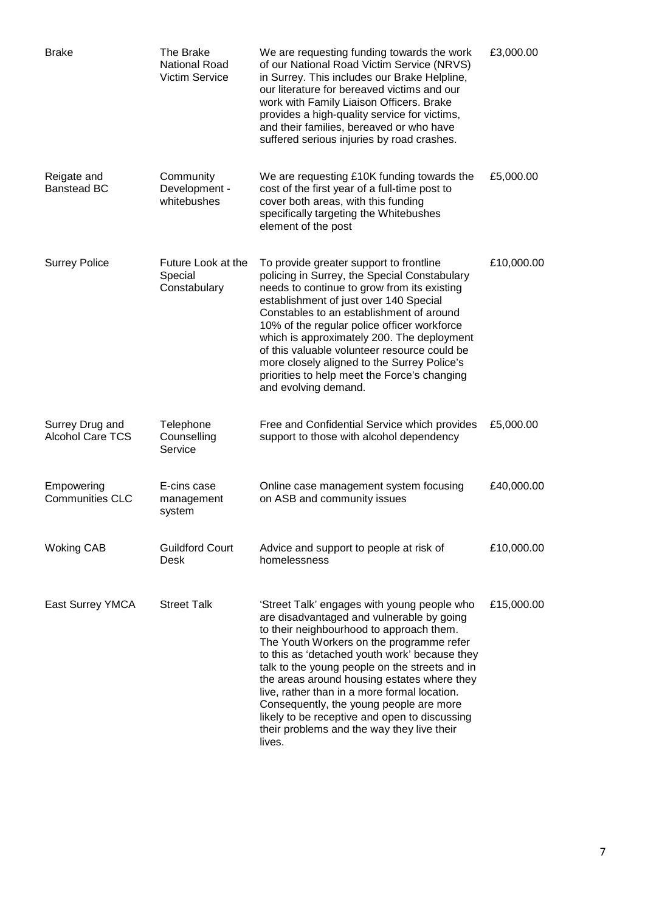| | | | |
|---|---|---|---|
| Brake | The Brake National Road Victim Service | We are requesting funding towards the work of our National Road Victim Service (NRVS) in Surrey. This includes our Brake Helpline, our literature for bereaved victims and our work with Family Liaison Officers. Brake provides a high-quality service for victims, and their families, bereaved or who have suffered serious injuries by road crashes. | £3,000.00 |
| Reigate and Banstead BC | Community Development - whitebushes | We are requesting £10K funding towards the cost of the first year of a full-time post to cover both areas, with this funding specifically targeting the Whitebushes element of the post | £5,000.00 |
| Surrey Police | Future Look at the Special Constabulary | To provide greater support to frontline policing in Surrey, the Special Constabulary needs to continue to grow from its existing establishment of just over 140 Special Constables to an establishment of around 10% of the regular police officer workforce which is approximately 200. The deployment of this valuable volunteer resource could be more closely aligned to the Surrey Police's priorities to help meet the Force's changing and evolving demand. | £10,000.00 |
| Surrey Drug and Alcohol Care TCS | Telephone Counselling Service | Free and Confidential Service which provides support to those with alcohol dependency | £5,000.00 |
| Empowering Communities CLC | E-cins case management system | Online case management system focusing on ASB and community issues | £40,000.00 |
| Woking CAB | Guildford Court Desk | Advice and support to people at risk of homelessness | £10,000.00 |
| East Surrey YMCA | Street Talk | 'Street Talk' engages with young people who are disadvantaged and vulnerable by going to their neighbourhood to approach them. The Youth Workers on the programme refer to this as 'detached youth work' because they talk to the young people on the streets and in the areas around housing estates where they live, rather than in a more formal location. Consequently, the young people are more likely to be receptive and open to discussing their problems and the way they live their lives. | £15,000.00 |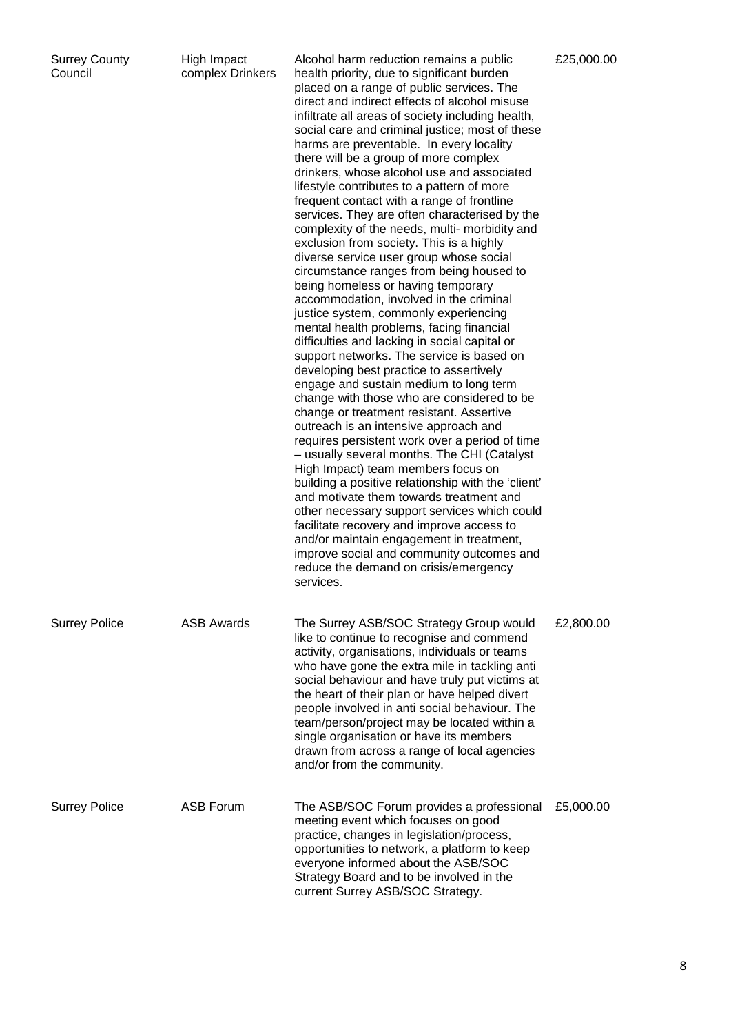| Surrey County Council | High Impact complex Drinkers | Alcohol harm reduction remains a public health priority, due to significant burden placed on a range of public services. The direct and indirect effects of alcohol misuse infiltrate all areas of society including health, social care and criminal justice; most of these harms are preventable. In every locality there will be a group of more complex drinkers, whose alcohol use and associated lifestyle contributes to a pattern of more frequent contact with a range of frontline services. They are often characterised by the complexity of the needs, multi- morbidity and exclusion from society. This is a highly diverse service user group whose social circumstance ranges from being housed to being homeless or having temporary accommodation, involved in the criminal justice system, commonly experiencing mental health problems, facing financial difficulties and lacking in social capital or support networks. The service is based on developing best practice to assertively engage and sustain medium to long term change with those who are considered to be change or treatment resistant. Assertive outreach is an intensive approach and requires persistent work over a period of time – usually several months. The CHI (Catalyst High Impact) team members focus on building a positive relationship with the 'client' and motivate them towards treatment and other necessary support services which could facilitate recovery and improve access to and/or maintain engagement in treatment, improve social and community outcomes and reduce the demand on crisis/emergency services. | £25,000.00 |
|---|---|---|---|
| Surrey Police | ASB Awards | The Surrey ASB/SOC Strategy Group would like to continue to recognise and commend activity, organisations, individuals or teams who have gone the extra mile in tackling anti social behaviour and have truly put victims at the heart of their plan or have helped divert people involved in anti social behaviour. The team/person/project may be located within a single organisation or have its members drawn from across a range of local agencies and/or from the community. | £2,800.00 |
| Surrey Police | ASB Forum | The ASB/SOC Forum provides a professional meeting event which focuses on good practice, changes in legislation/process, opportunities to network, a platform to keep everyone informed about the ASB/SOC Strategy Board and to be involved in the current Surrey ASB/SOC Strategy. | £5,000.00 |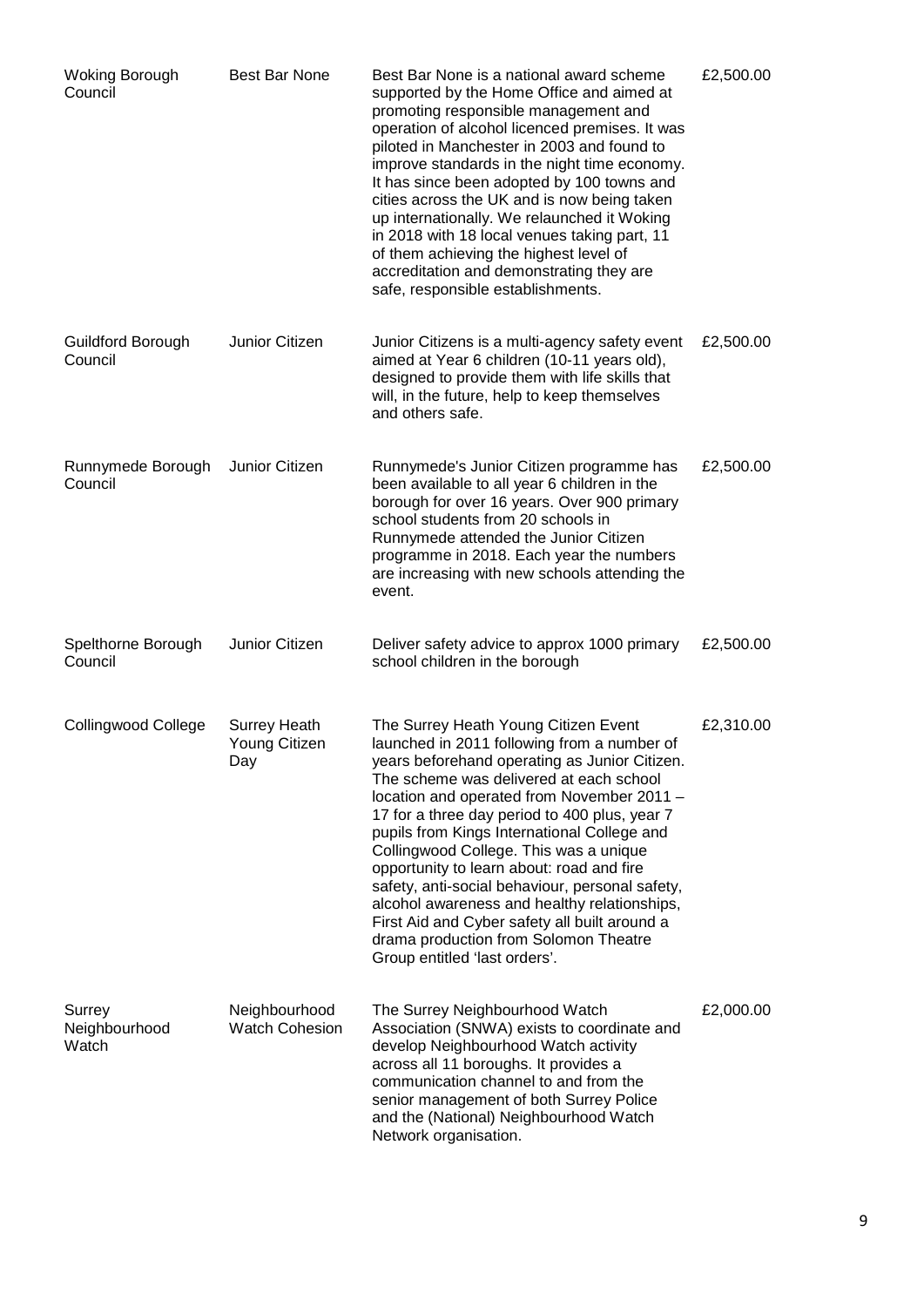| | | | |
|---|---|---|---|
| Woking Borough Council | Best Bar None | Best Bar None is a national award scheme supported by the Home Office and aimed at promoting responsible management and operation of alcohol licenced premises. It was piloted in Manchester in 2003 and found to improve standards in the night time economy. It has since been adopted by 100 towns and cities across the UK and is now being taken up internationally. We relaunched it Woking in 2018 with 18 local venues taking part, 11 of them achieving the highest level of accreditation and demonstrating they are safe, responsible establishments. | £2,500.00 |
| Guildford Borough Council | Junior Citizen | Junior Citizens is a multi-agency safety event aimed at Year 6 children (10-11 years old), designed to provide them with life skills that will, in the future, help to keep themselves and others safe. | £2,500.00 |
| Runnymede Borough Council | Junior Citizen | Runnymede's Junior Citizen programme has been available to all year 6 children in the borough for over 16 years. Over 900 primary school students from 20 schools in Runnymede attended the Junior Citizen programme in 2018. Each year the numbers are increasing with new schools attending the event. | £2,500.00 |
| Spelthorne Borough Council | Junior Citizen | Deliver safety advice to approx 1000 primary school children in the borough | £2,500.00 |
| Collingwood College | Surrey Heath Young Citizen Day | The Surrey Heath Young Citizen Event launched in 2011 following from a number of years beforehand operating as Junior Citizen. The scheme was delivered at each school location and operated from November 2011 – 17 for a three day period to 400 plus, year 7 pupils from Kings International College and Collingwood College. This was a unique opportunity to learn about: road and fire safety, anti-social behaviour, personal safety, alcohol awareness and healthy relationships, First Aid and Cyber safety all built around a drama production from Solomon Theatre Group entitled 'last orders'. | £2,310.00 |
| Surrey Neighbourhood Watch | Neighbourhood Watch Cohesion | The Surrey Neighbourhood Watch Association (SNWA) exists to coordinate and develop Neighbourhood Watch activity across all 11 boroughs. It provides a communication channel to and from the senior management of both Surrey Police and the (National) Neighbourhood Watch Network organisation. | £2,000.00 |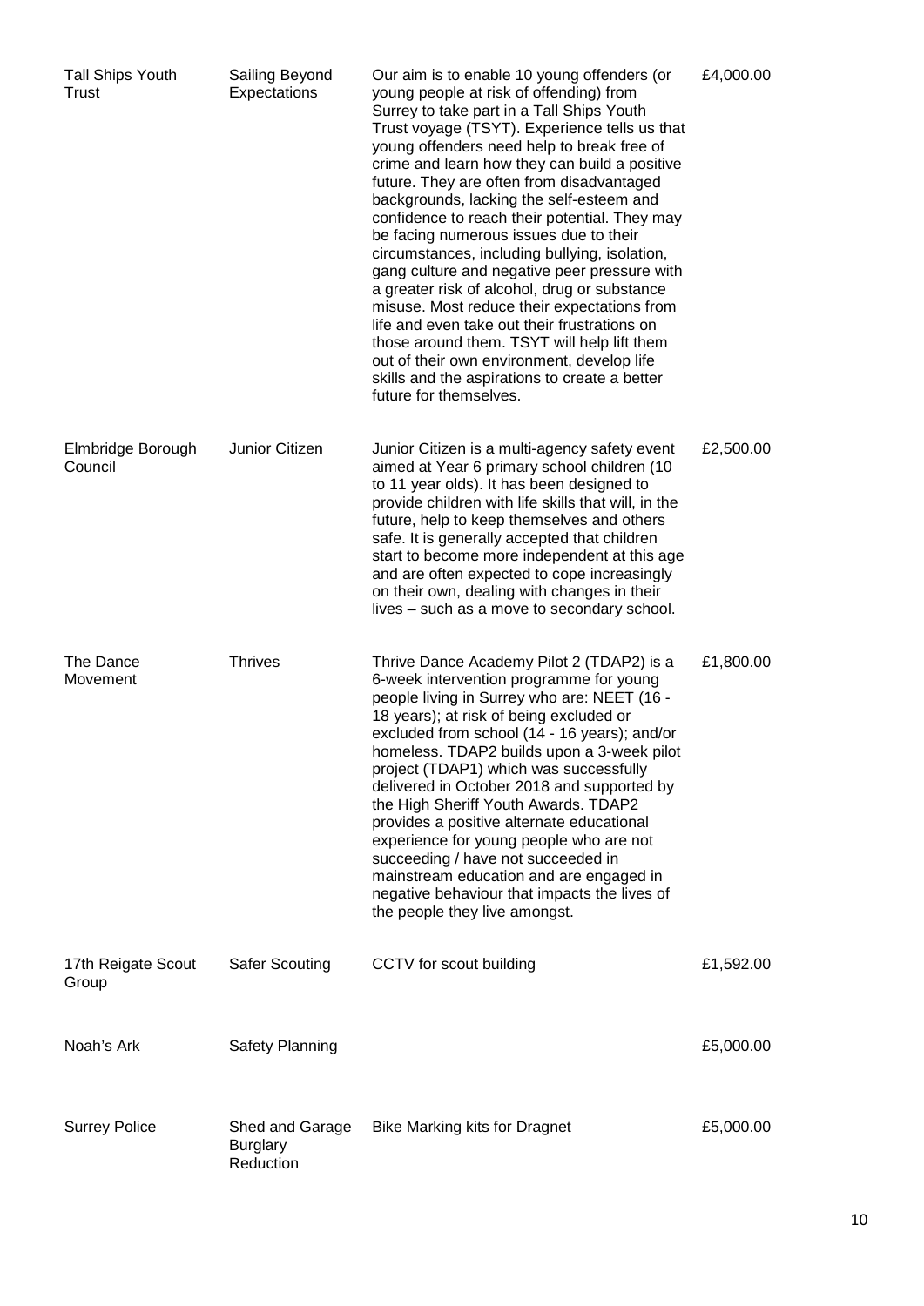| | | | |
|---|---|---|---|
| Tall Ships Youth Trust | Sailing Beyond Expectations | Our aim is to enable 10 young offenders (or young people at risk of offending) from Surrey to take part in a Tall Ships Youth Trust voyage (TSYT). Experience tells us that young offenders need help to break free of crime and learn how they can build a positive future. They are often from disadvantaged backgrounds, lacking the self-esteem and confidence to reach their potential. They may be facing numerous issues due to their circumstances, including bullying, isolation, gang culture and negative peer pressure with a greater risk of alcohol, drug or substance misuse. Most reduce their expectations from life and even take out their frustrations on those around them. TSYT will help lift them out of their own environment, develop life skills and the aspirations to create a better future for themselves. | £4,000.00 |
| Elmbridge Borough Council | Junior Citizen | Junior Citizen is a multi-agency safety event aimed at Year 6 primary school children (10 to 11 year olds). It has been designed to provide children with life skills that will, in the future, help to keep themselves and others safe. It is generally accepted that children start to become more independent at this age and are often expected to cope increasingly on their own, dealing with changes in their lives – such as a move to secondary school. | £2,500.00 |
| The Dance Movement | Thrives | Thrive Dance Academy Pilot 2 (TDAP2) is a 6-week intervention programme for young people living in Surrey who are: NEET (16 - 18 years); at risk of being excluded or excluded from school (14 - 16 years); and/or homeless. TDAP2 builds upon a 3-week pilot project (TDAP1) which was successfully delivered in October 2018 and supported by the High Sheriff Youth Awards. TDAP2 provides a positive alternate educational experience for young people who are not succeeding / have not succeeded in mainstream education and are engaged in negative behaviour that impacts the lives of the people they live amongst. | £1,800.00 |
| 17th Reigate Scout Group | Safer Scouting | CCTV for scout building | £1,592.00 |
| Noah's Ark | Safety Planning | | £5,000.00 |
| Surrey Police | Shed and Garage Burglary Reduction | Bike Marking kits for Dragnet | £5,000.00 |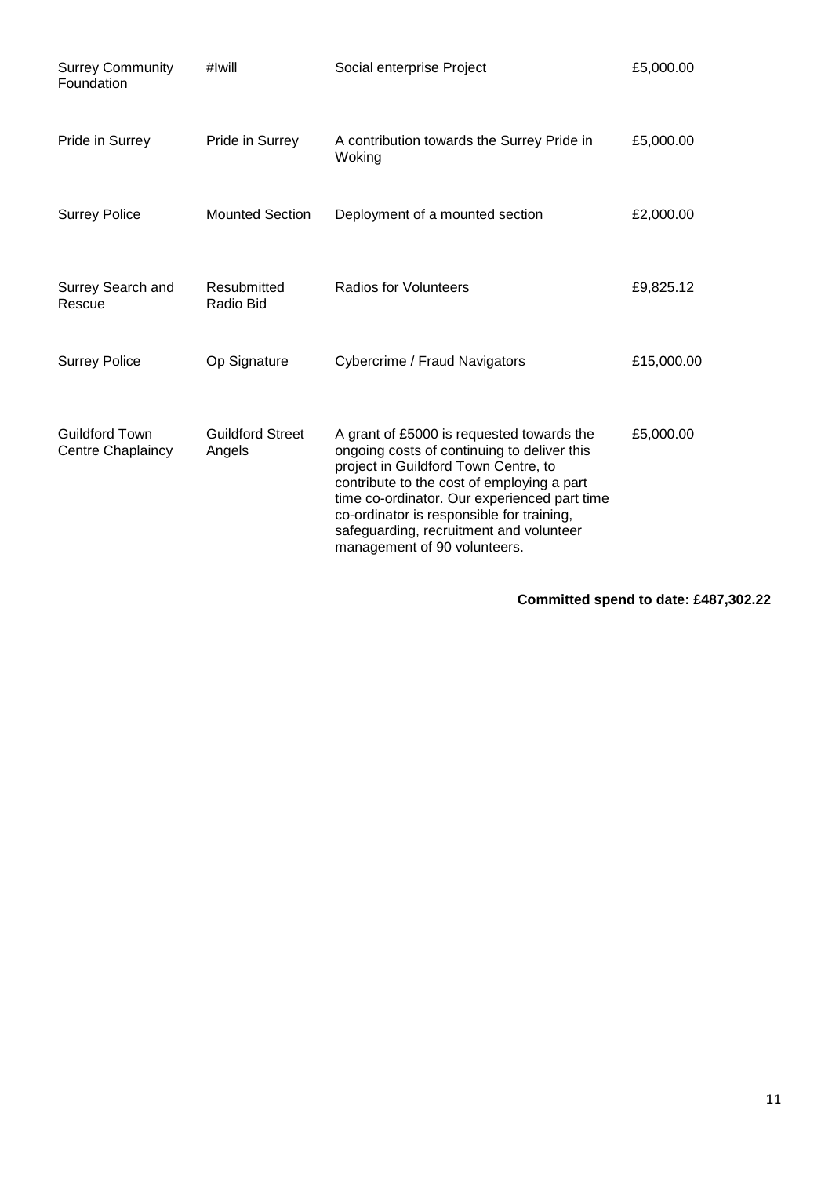| | | | |
|---|---|---|---|
| Surrey Community Foundation | #Iwill | Social enterprise Project | £5,000.00 |
| Pride in Surrey | Pride in Surrey | A contribution towards the Surrey Pride in Woking | £5,000.00 |
| Surrey Police | Mounted Section | Deployment of a mounted section | £2,000.00 |
| Surrey Search and Rescue | Resubmitted Radio Bid | Radios for Volunteers | £9,825.12 |
| Surrey Police | Op Signature | Cybercrime / Fraud Navigators | £15,000.00 |
| Guildford Town Centre Chaplaincy | Guildford Street Angels | A grant of £5000 is requested towards the ongoing costs of continuing to deliver this project in Guildford Town Centre, to contribute to the cost of employing a part time co-ordinator. Our experienced part time co-ordinator is responsible for training, safeguarding, recruitment and volunteer management of 90 volunteers. | £5,000.00 |

**Committed spend to date: £487,302.22**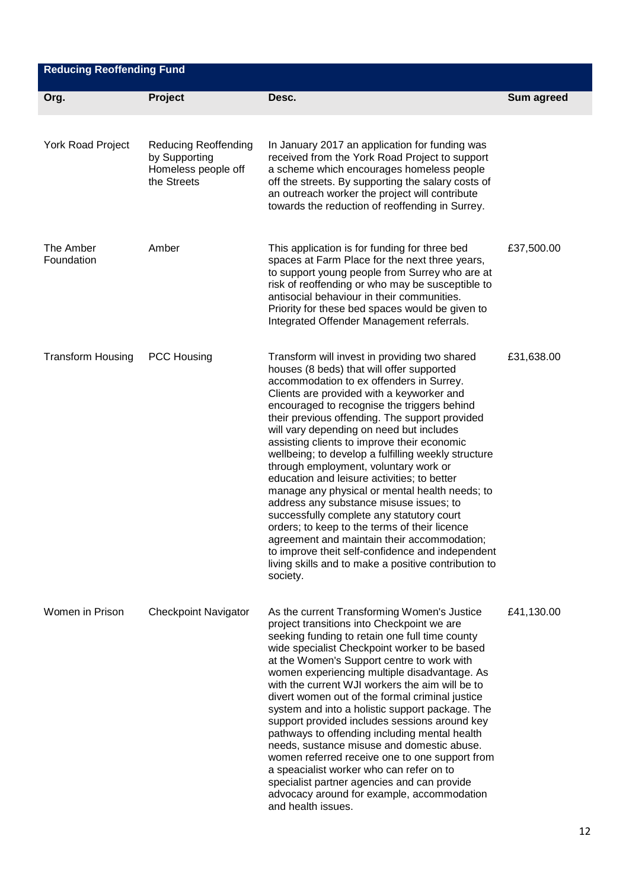| Reducing Reoffending Fund | | | |
|---|---|---|---|
| **Org.** | **Project** | **Desc.** | **Sum agreed** |
| York Road Project | Reducing Reoffending by Supporting Homeless people off the Streets | In January 2017 an application for funding was received from the York Road Project to support a scheme which encourages homeless people off the streets. By supporting the salary costs of an outreach worker the project will contribute towards the reduction of reoffending in Surrey. | |
| The Amber Foundation | Amber | This application is for funding for three bed spaces at Farm Place for the next three years, to support young people from Surrey who are at risk of reoffending or who may be susceptible to antisocial behaviour in their communities. Priority for these bed spaces would be given to Integrated Offender Management referrals. | £37,500.00 |
| Transform Housing | PCC Housing | Transform will invest in providing two shared houses (8 beds) that will offer supported accommodation to ex offenders in Surrey. Clients are provided with a keyworker and encouraged to recognise the triggers behind their previous offending. The support provided will vary depending on need but includes assisting clients to improve their economic wellbeing; to develop a fulfilling weekly structure through employment, voluntary work or education and leisure activities; to better manage any physical or mental health needs; to address any substance misuse issues; to successfully complete any statutory court orders; to keep to the terms of their licence agreement and maintain their accommodation; to improve theit self-confidence and independent living skills and to make a positive contribution to society. | £31,638.00 |
| Women in Prison | Checkpoint Navigator | As the current Transforming Women's Justice project transitions into Checkpoint we are seeking funding to retain one full time county wide specialist Checkpoint worker to be based at the Women's Support centre to work with women experiencing multiple disadvantage. As with the current WJI workers the aim will be to divert women out of the formal criminal justice system and into a holistic support package. The support provided includes sessions around key pathways to offending including mental health needs, sustance misuse and domestic abuse. women referred receive one to one support from a speacialist worker who can refer on to specialist partner agencies and can provide advocacy around for example, accommodation and health issues. | £41,130.00 |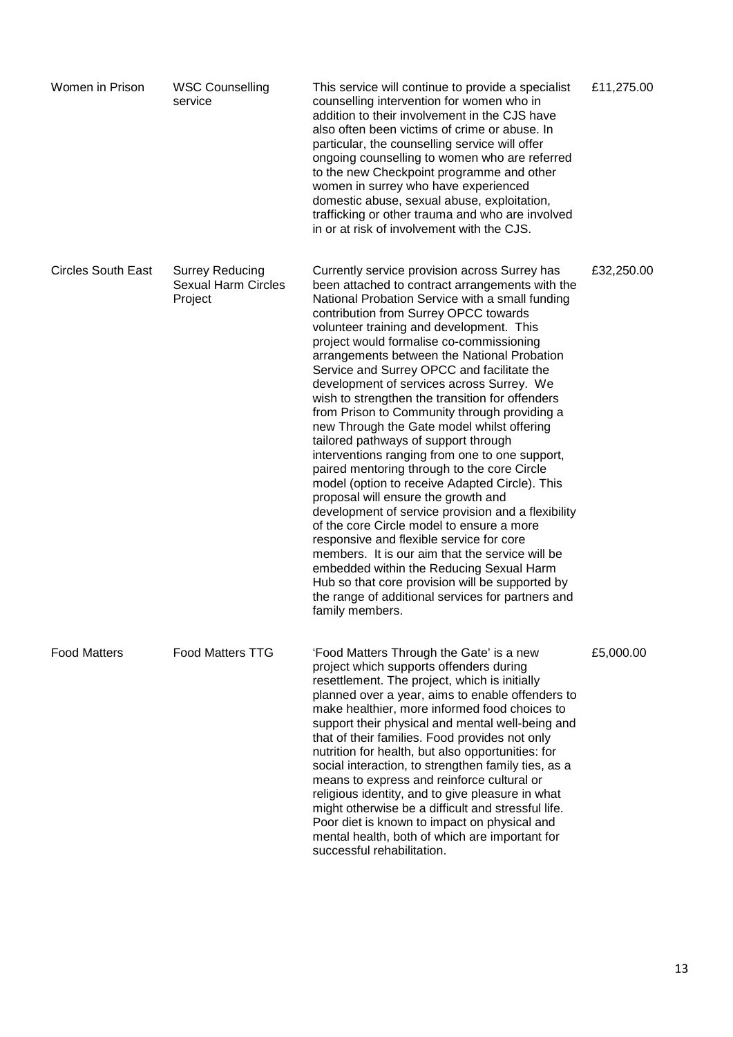| | | | |
|---|---|---|---|
| Women in Prison | WSC Counselling service | This service will continue to provide a specialist counselling intervention for women who in addition to their involvement in the CJS have also often been victims of crime or abuse. In particular, the counselling service will offer ongoing counselling to women who are referred to the new Checkpoint programme and other women in surrey who have experienced domestic abuse, sexual abuse, exploitation, trafficking or other trauma and who are involved in or at risk of involvement with the CJS. | £11,275.00 |
| Circles South East | Surrey Reducing Sexual Harm Circles Project | Currently service provision across Surrey has been attached to contract arrangements with the National Probation Service with a small funding contribution from Surrey OPCC towards volunteer training and development. This project would formalise co-commissioning arrangements between the National Probation Service and Surrey OPCC and facilitate the development of services across Surrey. We wish to strengthen the transition for offenders from Prison to Community through providing a new Through the Gate model whilst offering tailored pathways of support through interventions ranging from one to one support, paired mentoring through to the core Circle model (option to receive Adapted Circle). This proposal will ensure the growth and development of service provision and a flexibility of the core Circle model to ensure a more responsive and flexible service for core members. It is our aim that the service will be embedded within the Reducing Sexual Harm Hub so that core provision will be supported by the range of additional services for partners and family members. | £32,250.00 |
| Food Matters | Food Matters TTG | 'Food Matters Through the Gate' is a new project which supports offenders during resettlement. The project, which is initially planned over a year, aims to enable offenders to make healthier, more informed food choices to support their physical and mental well-being and that of their families. Food provides not only nutrition for health, but also opportunities: for social interaction, to strengthen family ties, as a means to express and reinforce cultural or religious identity, and to give pleasure in what might otherwise be a difficult and stressful life. Poor diet is known to impact on physical and mental health, both of which are important for successful rehabilitation. | £5,000.00 |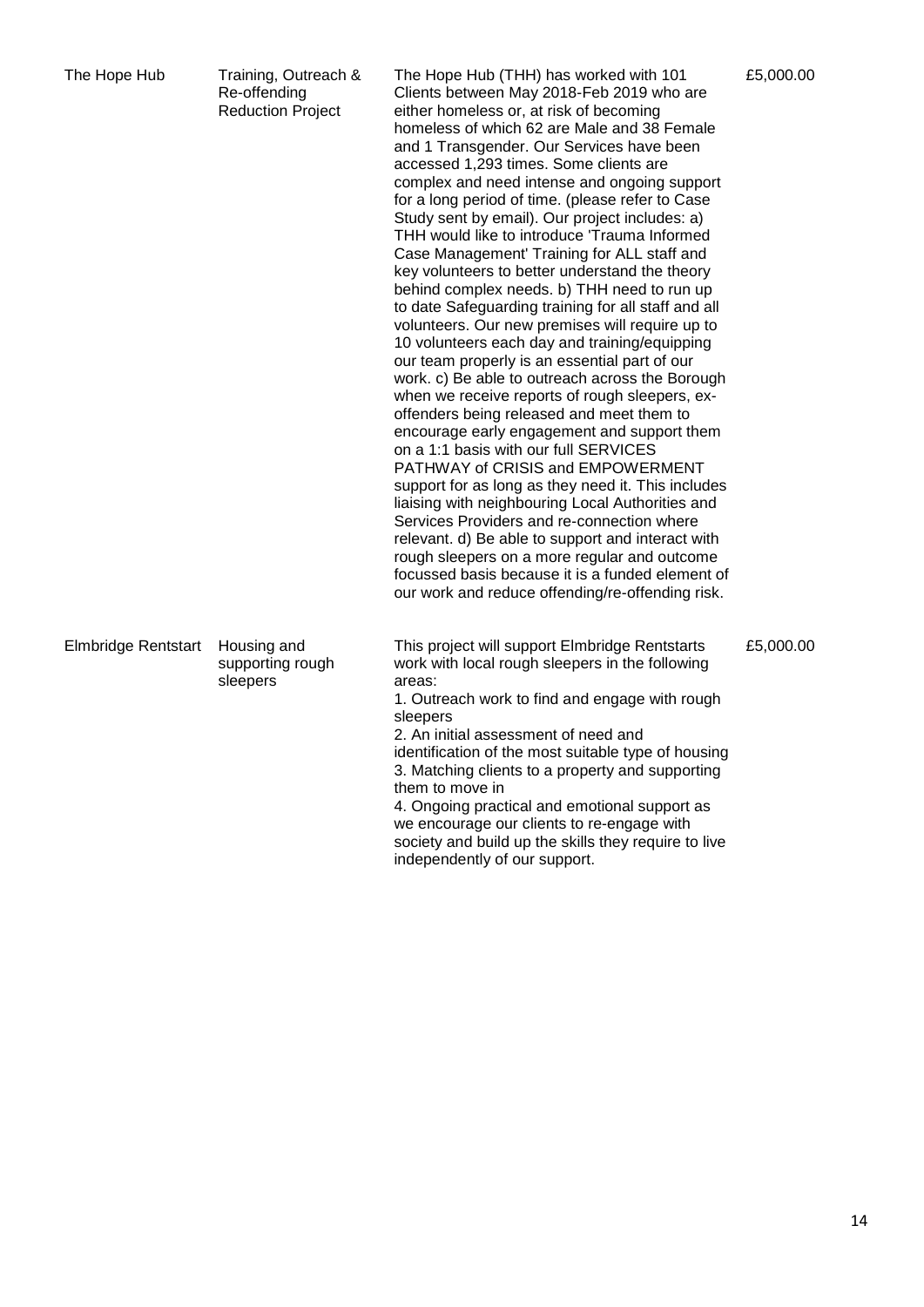| | | | |
|---|---|---|---|
| The Hope Hub | Training, Outreach & Re-offending Reduction Project | The Hope Hub (THH) has worked with 101 Clients between May 2018-Feb 2019 who are either homeless or, at risk of becoming homeless of which 62 are Male and 38 Female and 1 Transgender. Our Services have been accessed 1,293 times. Some clients are complex and need intense and ongoing support for a long period of time. (please refer to Case Study sent by email). Our project includes: a) THH would like to introduce 'Trauma Informed Case Management' Training for ALL staff and key volunteers to better understand the theory behind complex needs. b) THH need to run up to date Safeguarding training for all staff and all volunteers. Our new premises will require up to 10 volunteers each day and training/equipping our team properly is an essential part of our work. c) Be able to outreach across the Borough when we receive reports of rough sleepers, ex-offenders being released and meet them to encourage early engagement and support them on a 1:1 basis with our full SERVICES PATHWAY of CRISIS and EMPOWERMENT support for as long as they need it. This includes liaising with neighbouring Local Authorities and Services Providers and re-connection where relevant. d) Be able to support and interact with rough sleepers on a more regular and outcome focussed basis because it is a funded element of our work and reduce offending/re-offending risk. | £5,000.00 |
| Elmbridge Rentstart | Housing and supporting rough sleepers | This project will support Elmbridge Rentstarts work with local rough sleepers in the following areas:<br>1. Outreach work to find and engage with rough sleepers<br>2. An initial assessment of need and identification of the most suitable type of housing<br>3. Matching clients to a property and supporting them to move in<br>4. Ongoing practical and emotional support as we encourage our clients to re-engage with society and build up the skills they require to live independently of our support. | £5,000.00 |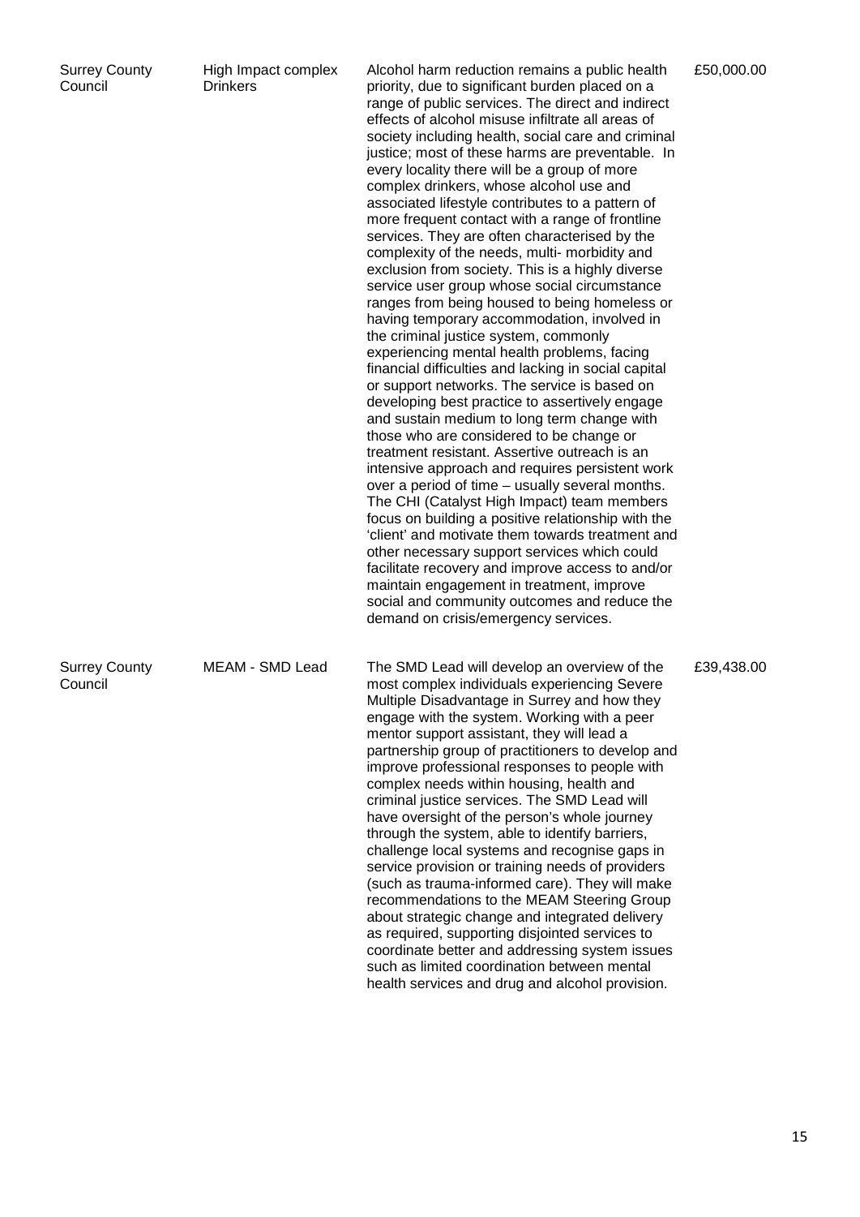| | | | |
|---|---|---|---|
| Surrey County Council | High Impact complex Drinkers | Alcohol harm reduction remains a public health priority, due to significant burden placed on a range of public services. The direct and indirect effects of alcohol misuse infiltrate all areas of society including health, social care and criminal justice; most of these harms are preventable. In every locality there will be a group of more complex drinkers, whose alcohol use and associated lifestyle contributes to a pattern of more frequent contact with a range of frontline services. They are often characterised by the complexity of the needs, multi- morbidity and exclusion from society. This is a highly diverse service user group whose social circumstance ranges from being housed to being homeless or having temporary accommodation, involved in the criminal justice system, commonly experiencing mental health problems, facing financial difficulties and lacking in social capital or support networks. The service is based on developing best practice to assertively engage and sustain medium to long term change with those who are considered to be change or treatment resistant. Assertive outreach is an intensive approach and requires persistent work over a period of time – usually several months. The CHI (Catalyst High Impact) team members focus on building a positive relationship with the 'client' and motivate them towards treatment and other necessary support services which could facilitate recovery and improve access to and/or maintain engagement in treatment, improve social and community outcomes and reduce the demand on crisis/emergency services. | £50,000.00 |
| Surrey County Council | MEAM - SMD Lead | The SMD Lead will develop an overview of the most complex individuals experiencing Severe Multiple Disadvantage in Surrey and how they engage with the system. Working with a peer mentor support assistant, they will lead a partnership group of practitioners to develop and improve professional responses to people with complex needs within housing, health and criminal justice services. The SMD Lead will have oversight of the person's whole journey through the system, able to identify barriers, challenge local systems and recognise gaps in service provision or training needs of providers (such as trauma-informed care). They will make recommendations to the MEAM Steering Group about strategic change and integrated delivery as required, supporting disjointed services to coordinate better and addressing system issues such as limited coordination between mental health services and drug and alcohol provision. | £39,438.00 |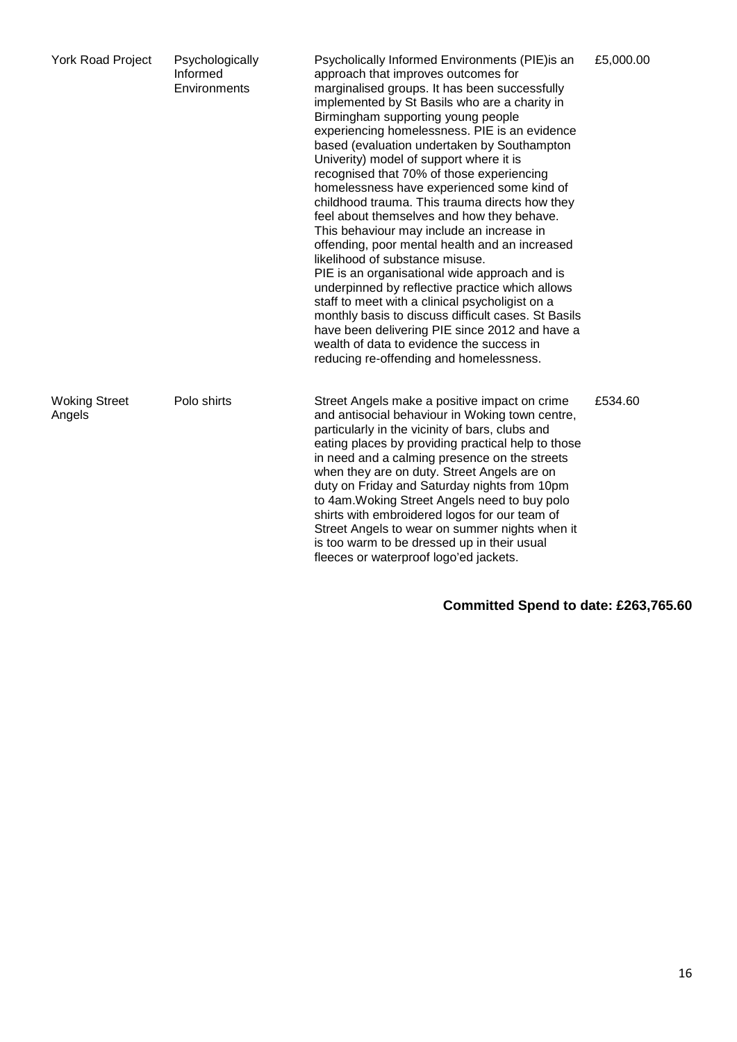| | | | |
|---|---|---|---|
| York Road Project | Psychologically Informed Environments | Psycholically Informed Environments (PIE)is an approach that improves outcomes for marginalised groups. It has been successfully implemented by St Basils who are a charity in Birmingham supporting young people experiencing homelessness. PIE is an evidence based (evaluation undertaken by Southampton Univerity) model of support where it is recognised that 70% of those experiencing homelessness have experienced some kind of childhood trauma. This trauma directs how they feel about themselves and how they behave. This behaviour may include an increase in offending, poor mental health and an increased likelihood of substance misuse.<br>PIE is an organisational wide approach and is underpinned by reflective practice which allows staff to meet with a clinical psycholigist on a monthly basis to discuss difficult cases. St Basils have been delivering PIE since 2012 and have a wealth of data to evidence the success in reducing re-offending and homelessness. | £5,000.00 |
| Woking Street Angels | Polo shirts | Street Angels make a positive impact on crime and antisocial behaviour in Woking town centre, particularly in the vicinity of bars, clubs and eating places by providing practical help to those in need and a calming presence on the streets when they are on duty. Street Angels are on duty on Friday and Saturday nights from 10pm to 4am.Woking Street Angels need to buy polo shirts with embroidered logos for our team of Street Angels to wear on summer nights when it is too warm to be dressed up in their usual fleeces or waterproof logo'ed jackets. | £534.60 |

**Committed Spend to date: £263,765.60**